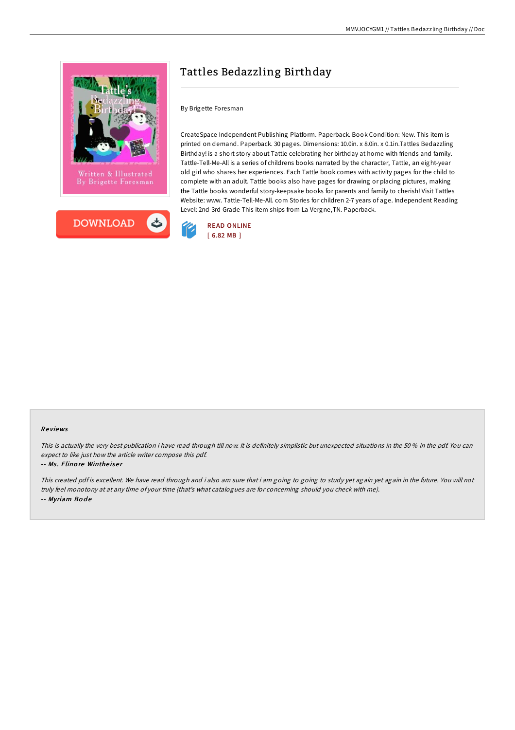# Tattles Bedazzling Birthday

By Brigette Foresman

CreateSpace Independent Publishing Platform. Paperback. Book Condition: New. This item is printed on demand. Paperback. 30 pages. Dimensions: 10.0in. x 8.0in. x 0.1in.Tattles Bedazzling Birthday! is a short story about Tattle celebrating her birthday at home with friends and family. Tattle-Tell-Me-All is a series of childrens books narrated by the character, Tattle, an eight-year old girl who shares her experiences. Each Tattle book comes with activity pages for the child to complete with an adult. Tattle books also have pages for drawing or placing pictures, making the Tattle books wonderful story-keepsake books for parents and family to cherish! Visit Tattles Website: www. Tattle-Tell-Me-All. com Stories for children 2-7 years of age. Independent Reading Level: 2nd-3rd Grade This item ships from La Vergne,TN. Paperback.

DOWNLOAD

READ ONLINE
[ 6.82 MB ]

## Reviews

*This is actually the very best publication i have read through till now. It is definitely simplistic but unexpected situations in the 50 % in the pdf. You can expect to like just how the article writer compose this pdf.*

-- *Ms. Elinore Wintheiser*

*This created pdf is excellent. We have read through and i also am sure that i am going to going to study yet again yet again in the future. You will not truly feel monotony at at any time of your time (that's what catalogues are for concerning should you check with me).*

-- *Myriam Bode*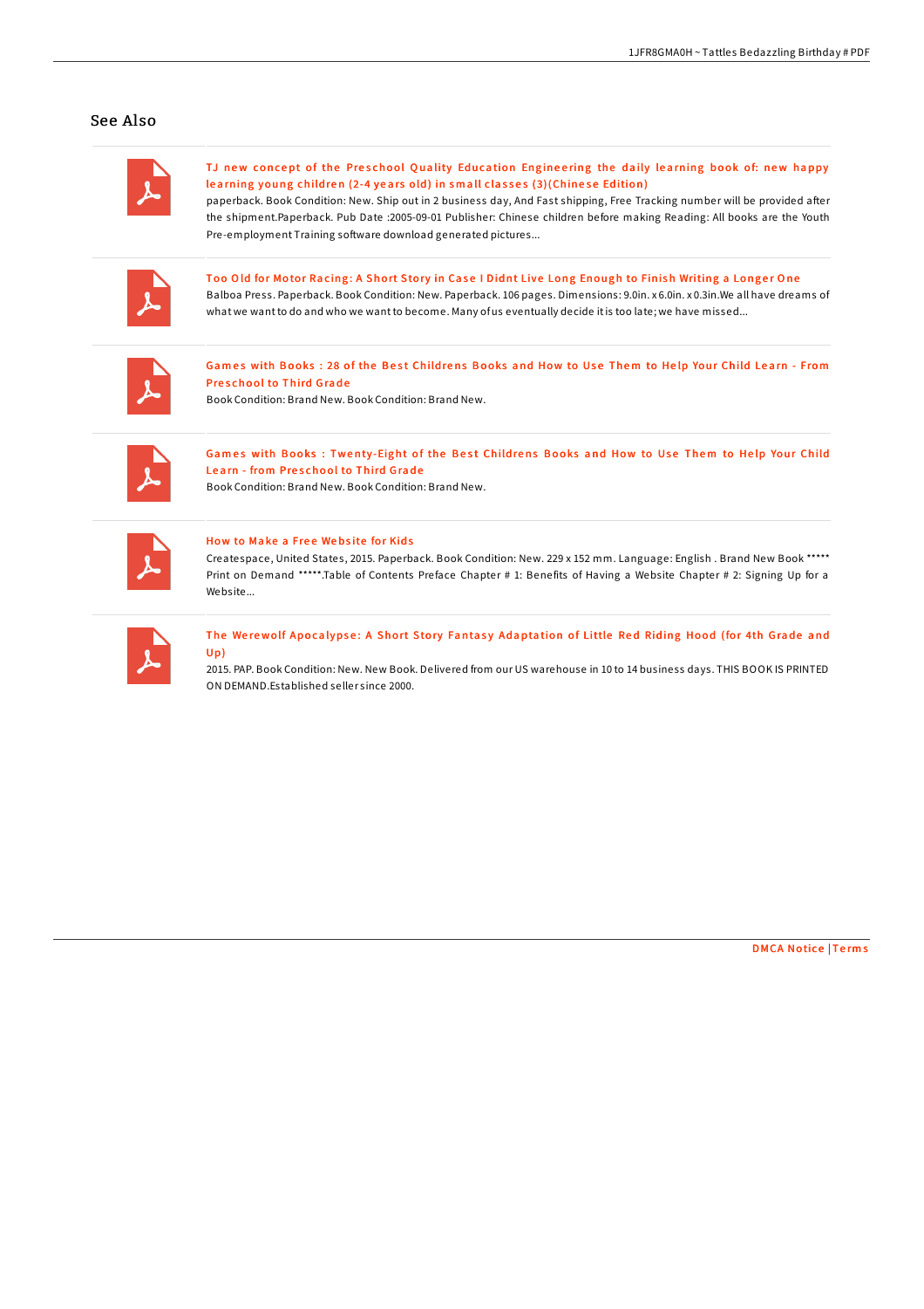## See Also

**TJ new concept of the Preschool Quality Education Engineering the daily learning book of: new happy learning young children (2-4 years old) in small classes (3)(Chinese Edition)**

paperback. Book Condition: New. Ship out in 2 business day, And Fast shipping, Free Tracking number will be provided after the shipment.Paperback. Pub Date :2005-09-01 Publisher: Chinese children before making Reading: All books are the Youth Pre-employment Training software download generated pictures...

**Too Old for Motor Racing: A Short Story in Case I Didnt Live Long Enough to Finish Writing a Longer One**

Balboa Press. Paperback. Book Condition: New. Paperback. 106 pages. Dimensions: 9.0in. x 6.0in. x 0.3in.We all have dreams of what we want to do and who we want to become. Many of us eventually decide it is too late; we have missed...

**Games with Books : 28 of the Best Childrens Books and How to Use Them to Help Your Child Learn - From Preschool to Third Grade**

Book Condition: Brand New. Book Condition: Brand New.

**Games with Books : Twenty-Eight of the Best Childrens Books and How to Use Them to Help Your Child Learn - from Preschool to Third Grade**

Book Condition: Brand New. Book Condition: Brand New.

**How to Make a Free Website for Kids**

Createspace, United States, 2015. Paperback. Book Condition: New. 229 x 152 mm. Language: English . Brand New Book ***** Print on Demand *****.Table of Contents Preface Chapter # 1: Benefits of Having a Website Chapter # 2: Signing Up for a Website...

**The Werewolf Apocalypse: A Short Story Fantasy Adaptation of Little Red Riding Hood (for 4th Grade and Up)**

2015. PAP. Book Condition: New. New Book. Delivered from our US warehouse in 10 to 14 business days. THIS BOOK IS PRINTED ON DEMAND.Established seller since 2000.